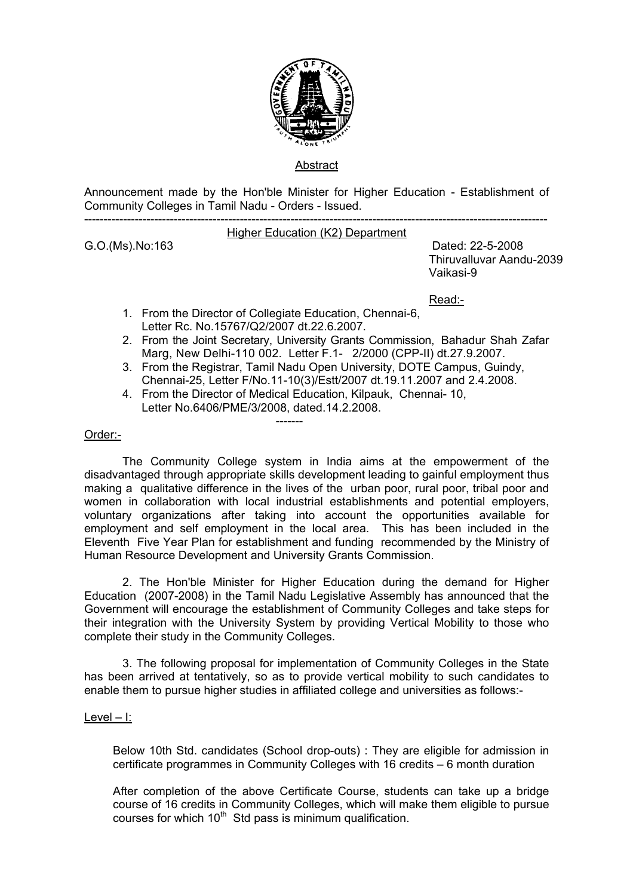Abstract

Announcement made by the Hon'ble Minister for Higher Education - Establishment of Community Colleges in Tamil Nadu - Orders - Issued.

---

Higher Education (K2) Department

G.O.(Ms).No:163 Dated: 22-5-2008
Thiruvalluvar Aandu-2039
Vaikasi-9

Read:-

1. From the Director of Collegiate Education, Chennai-6, Letter Rc. No.15767/Q2/2007 dt.22.6.2007.
2. From the Joint Secretary, University Grants Commission, Bahadur Shah Zafar Marg, New Delhi-110 002. Letter F.1- 2/2000 (CPP-II) dt.27.9.2007.
3. From the Registrar, Tamil Nadu Open University, DOTE Campus, Guindy, Chennai-25, Letter F/No.11-10(3)/Estt/2007 dt.19.11.2007 and 2.4.2008.
4. From the Director of Medical Education, Kilpauk, Chennai- 10, Letter No.6406/PME/3/2008, dated.14.2.2008.

-------

Order:-

The Community College system in India aims at the empowerment of the disadvantaged through appropriate skills development leading to gainful employment thus making a qualitative difference in the lives of the urban poor, rural poor, tribal poor and women in collaboration with local industrial establishments and potential employers, voluntary organizations after taking into account the opportunities available for employment and self employment in the local area. This has been included in the Eleventh Five Year Plan for establishment and funding recommended by the Ministry of Human Resource Development and University Grants Commission.

2. The Hon'ble Minister for Higher Education during the demand for Higher Education (2007-2008) in the Tamil Nadu Legislative Assembly has announced that the Government will encourage the establishment of Community Colleges and take steps for their integration with the University System by providing Vertical Mobility to those who complete their study in the Community Colleges.

3. The following proposal for implementation of Community Colleges in the State has been arrived at tentatively, so as to provide vertical mobility to such candidates to enable them to pursue higher studies in affiliated college and universities as follows:-

Level – I:

Below 10th Std. candidates (School drop-outs) : They are eligible for admission in certificate programmes in Community Colleges with 16 credits – 6 month duration

After completion of the above Certificate Course, students can take up a bridge course of 16 credits in Community Colleges, which will make them eligible to pursue courses for which 10th Std pass is minimum qualification.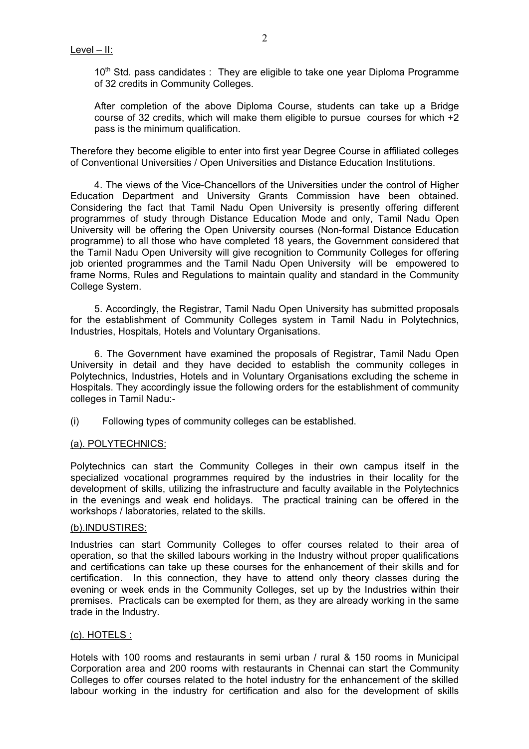Level – II:

10th Std. pass candidates : They are eligible to take one year Diploma Programme of 32 credits in Community Colleges.

After completion of the above Diploma Course, students can take up a Bridge course of 32 credits, which will make them eligible to pursue courses for which +2 pass is the minimum qualification.

Therefore they become eligible to enter into first year Degree Course in affiliated colleges of Conventional Universities / Open Universities and Distance Education Institutions.

4. The views of the Vice-Chancellors of the Universities under the control of Higher Education Department and University Grants Commission have been obtained. Considering the fact that Tamil Nadu Open University is presently offering different programmes of study through Distance Education Mode and only, Tamil Nadu Open University will be offering the Open University courses (Non-formal Distance Education programme) to all those who have completed 18 years, the Government considered that the Tamil Nadu Open University will give recognition to Community Colleges for offering job oriented programmes and the Tamil Nadu Open University will be empowered to frame Norms, Rules and Regulations to maintain quality and standard in the Community College System.

5. Accordingly, the Registrar, Tamil Nadu Open University has submitted proposals for the establishment of Community Colleges system in Tamil Nadu in Polytechnics, Industries, Hospitals, Hotels and Voluntary Organisations.

6. The Government have examined the proposals of Registrar, Tamil Nadu Open University in detail and they have decided to establish the community colleges in Polytechnics, Industries, Hotels and in Voluntary Organisations excluding the scheme in Hospitals. They accordingly issue the following orders for the establishment of community colleges in Tamil Nadu:-

(i) Following types of community colleges can be established.

(a). POLYTECHNICS:

Polytechnics can start the Community Colleges in their own campus itself in the specialized vocational programmes required by the industries in their locality for the development of skills, utilizing the infrastructure and faculty available in the Polytechnics in the evenings and weak end holidays. The practical training can be offered in the workshops / laboratories, related to the skills.

(b).INDUSTIRES:

Industries can start Community Colleges to offer courses related to their area of operation, so that the skilled labours working in the Industry without proper qualifications and certifications can take up these courses for the enhancement of their skills and for certification. In this connection, they have to attend only theory classes during the evening or week ends in the Community Colleges, set up by the Industries within their premises. Practicals can be exempted for them, as they are already working in the same trade in the Industry.

(c). HOTELS :

Hotels with 100 rooms and restaurants in semi urban / rural & 150 rooms in Municipal Corporation area and 200 rooms with restaurants in Chennai can start the Community Colleges to offer courses related to the hotel industry for the enhancement of the skilled labour working in the industry for certification and also for the development of skills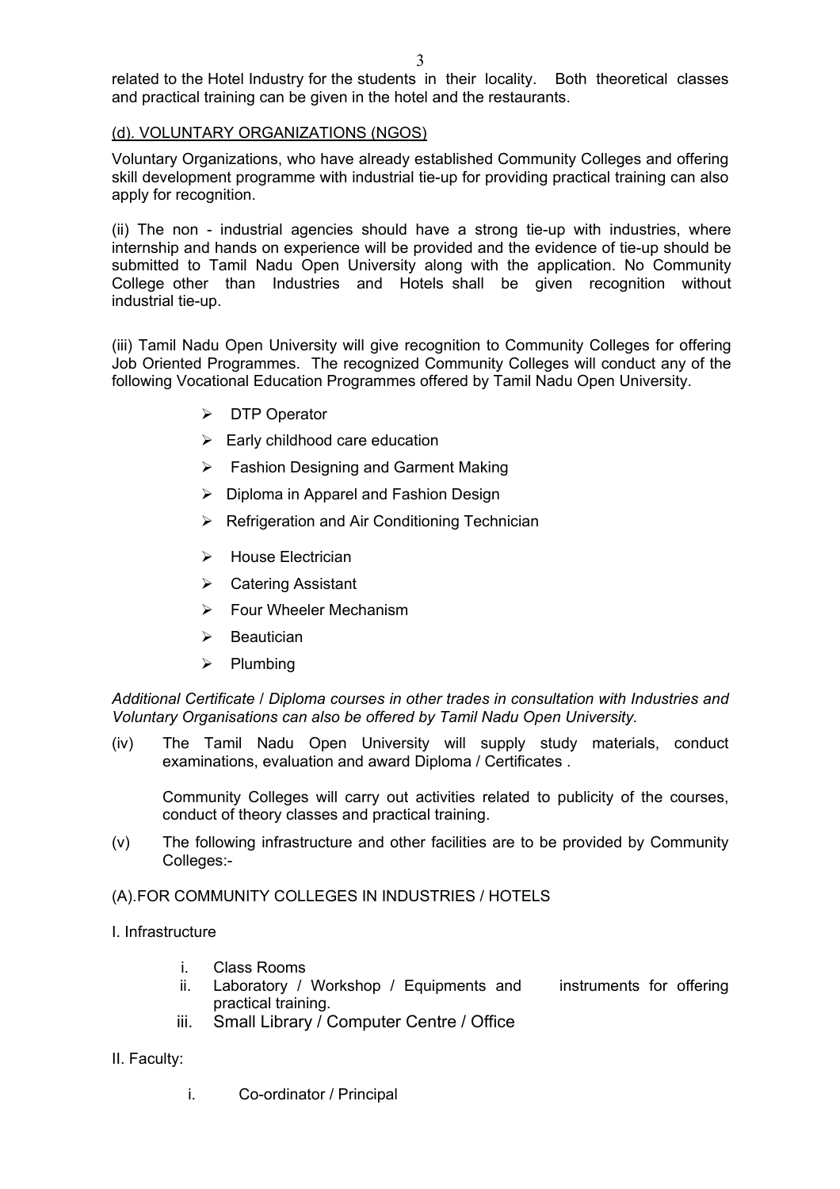related to the Hotel Industry for the students in their locality. Both theoretical classes and practical training can be given in the hotel and the restaurants.

(d). VOLUNTARY ORGANIZATIONS (NGOS)

Voluntary Organizations, who have already established Community Colleges and offering skill development programme with industrial tie-up for providing practical training can also apply for recognition.

(ii) The non - industrial agencies should have a strong tie-up with industries, where internship and hands on experience will be provided and the evidence of tie-up should be submitted to Tamil Nadu Open University along with the application. No Community College other than Industries and Hotels shall be given recognition without industrial tie-up.

(iii) Tamil Nadu Open University will give recognition to Community Colleges for offering Job Oriented Programmes. The recognized Community Colleges will conduct any of the following Vocational Education Programmes offered by Tamil Nadu Open University.

- DTP Operator
- Early childhood care education
- Fashion Designing and Garment Making
- Diploma in Apparel and Fashion Design
- Refrigeration and Air Conditioning Technician
- House Electrician
- Catering Assistant
- Four Wheeler Mechanism
- Beautician
- Plumbing

*Additional Certificate / Diploma courses in other trades in consultation with Industries and Voluntary Organisations can also be offered by Tamil Nadu Open University.*

(iv) The Tamil Nadu Open University will supply study materials, conduct examinations, evaluation and award Diploma / Certificates .

Community Colleges will carry out activities related to publicity of the courses, conduct of theory classes and practical training.

(v) The following infrastructure and other facilities are to be provided by Community Colleges:-

(A).FOR COMMUNITY COLLEGES IN INDUSTRIES / HOTELS

I. Infrastructure

i. Class Rooms
ii. Laboratory / Workshop / Equipments and instruments for offering practical training.
iii. Small Library / Computer Centre / Office

II. Faculty:

i. Co-ordinator / Principal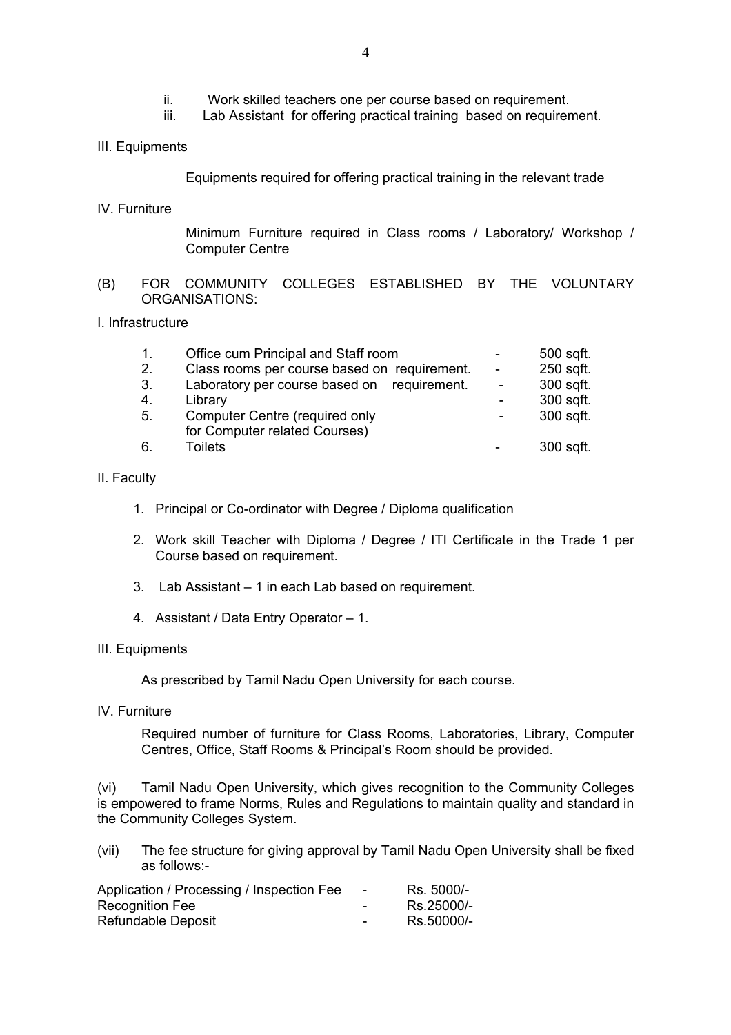ii. Work skilled teachers one per course based on requirement.
iii. Lab Assistant for offering practical training based on requirement.

III. Equipments

Equipments required for offering practical training in the relevant trade

IV. Furniture

Minimum Furniture required in Class rooms / Laboratory/ Workshop / Computer Centre

(B) FOR COMMUNITY COLLEGES ESTABLISHED BY THE VOLUNTARY ORGANISATIONS:

I. Infrastructure

| | | | |
|---|---|---|---|
| 1. | Office cum Principal and Staff room | - | 500 sqft. |
| 2. | Class rooms per course based on requirement. | - | 250 sqft. |
| 3. | Laboratory per course based on requirement. | - | 300 sqft. |
| 4. | Library | - | 300 sqft. |
| 5. | Computer Centre (required only for Computer related Courses) | - | 300 sqft. |
| 6. | Toilets | - | 300 sqft. |

II. Faculty

1. Principal or Co-ordinator with Degree / Diploma qualification
2. Work skill Teacher with Diploma / Degree / ITI Certificate in the Trade 1 per Course based on requirement.
3. Lab Assistant – 1 in each Lab based on requirement.
4. Assistant / Data Entry Operator – 1.

III. Equipments

As prescribed by Tamil Nadu Open University for each course.

IV. Furniture

Required number of furniture for Class Rooms, Laboratories, Library, Computer Centres, Office, Staff Rooms & Principal's Room should be provided.

(vi) Tamil Nadu Open University, which gives recognition to the Community Colleges is empowered to frame Norms, Rules and Regulations to maintain quality and standard in the Community Colleges System.

(vii) The fee structure for giving approval by Tamil Nadu Open University shall be fixed as follows:-

| | | |
|---|---|---|
| Application / Processing / Inspection Fee | - | Rs. 5000/- |
| Recognition Fee | - | Rs.25000/- |
| Refundable Deposit | - | Rs.50000/- |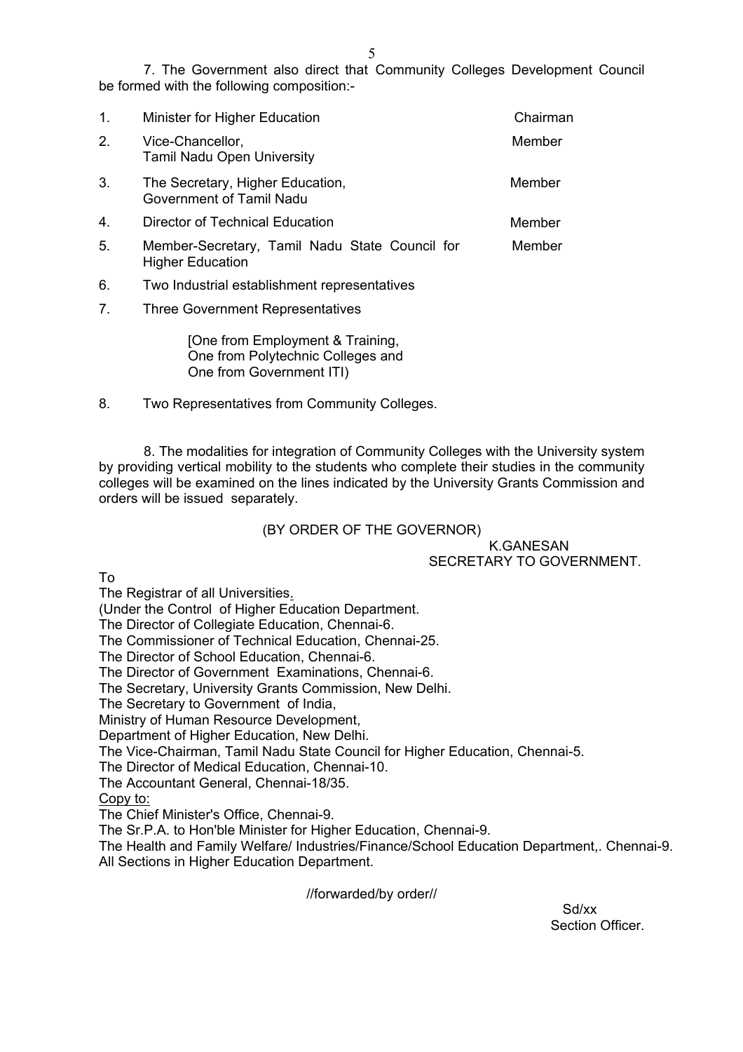7. The Government also direct that Community Colleges Development Council be formed with the following composition:-

| | | |
|---|---|---|
| 1. | Minister for Higher Education | Chairman |
| 2. | Vice-Chancellor, Tamil Nadu Open University | Member |
| 3. | The Secretary, Higher Education, Government of Tamil Nadu | Member |
| 4. | Director of Technical Education | Member |
| 5. | Member-Secretary, Tamil Nadu State Council for Higher Education | Member |
| 6. | Two Industrial establishment representatives | |
| 7. | Three Government Representatives [One from Employment & Training, One from Polytechnic Colleges and One from Government ITI) | |
| 8. | Two Representatives from Community Colleges. | |

8. The modalities for integration of Community Colleges with the University system by providing vertical mobility to the students who complete their studies in the community colleges will be examined on the lines indicated by the University Grants Commission and orders will be issued separately.

(BY ORDER OF THE GOVERNOR)

K.GANESAN
SECRETARY TO GOVERNMENT.

To

The Registrar of all Universities.
(Under the Control of Higher Education Department.
The Director of Collegiate Education, Chennai-6.
The Commissioner of Technical Education, Chennai-25.
The Director of School Education, Chennai-6.
The Director of Government Examinations, Chennai-6.
The Secretary, University Grants Commission, New Delhi.
The Secretary to Government of India,
Ministry of Human Resource Development,
Department of Higher Education, New Delhi.
The Vice-Chairman, Tamil Nadu State Council for Higher Education, Chennai-5.
The Director of Medical Education, Chennai-10.
The Accountant General, Chennai-18/35.

Copy to:

The Chief Minister's Office, Chennai-9.
The Sr.P.A. to Hon'ble Minister for Higher Education, Chennai-9.
The Health and Family Welfare/ Industries/Finance/School Education Department,. Chennai-9.
All Sections in Higher Education Department.

//forwarded/by order//

Sd/xx
Section Officer.